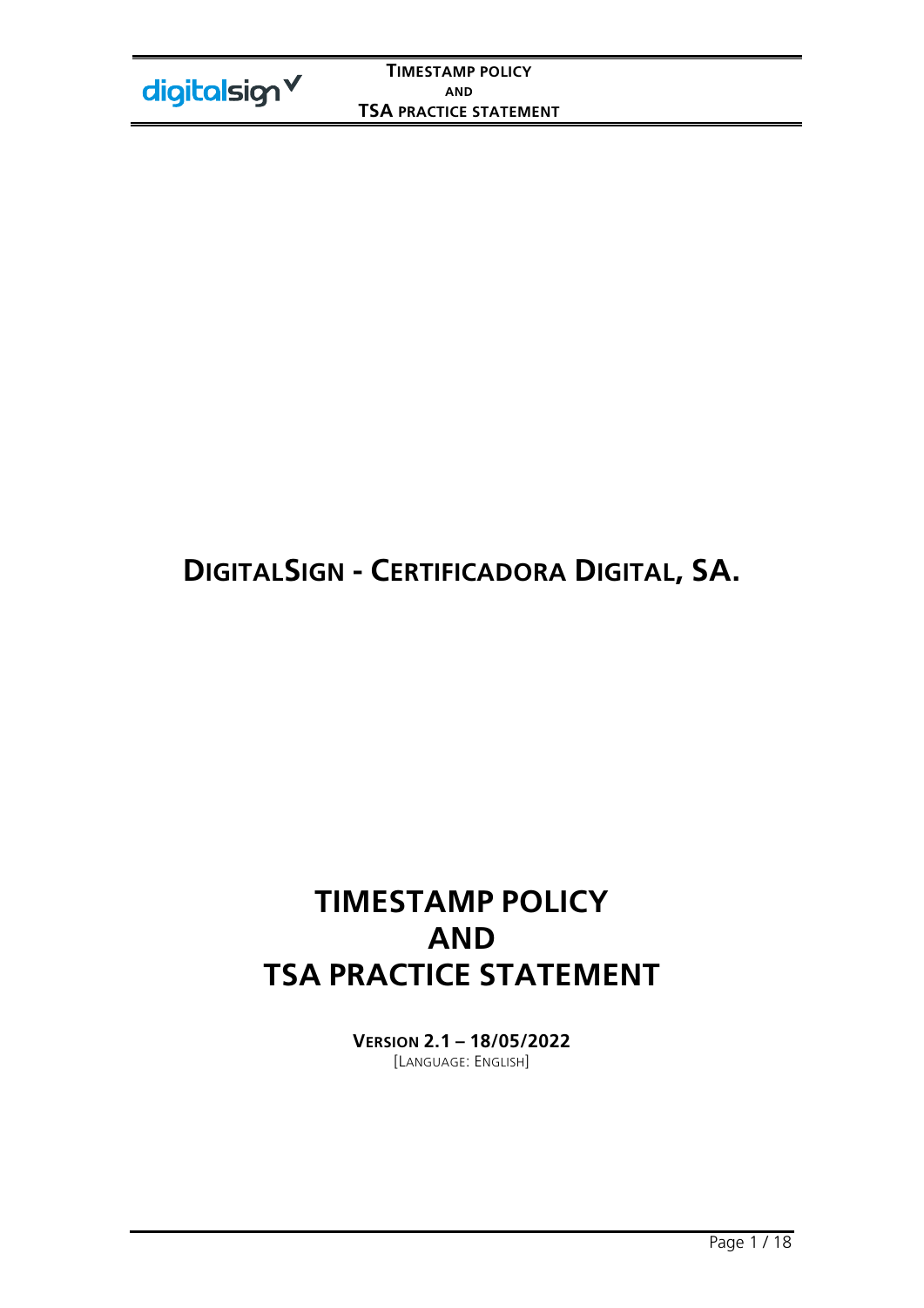# DIGITALSIGN - CERTIFICADORA DIGITAL, SA.

# TIMESTAMP POLICY AND TSA PRACTICE STATEMENT

**VERSION 2.1 – 18/05/2022**

[LANGUAGE: ENGLISH]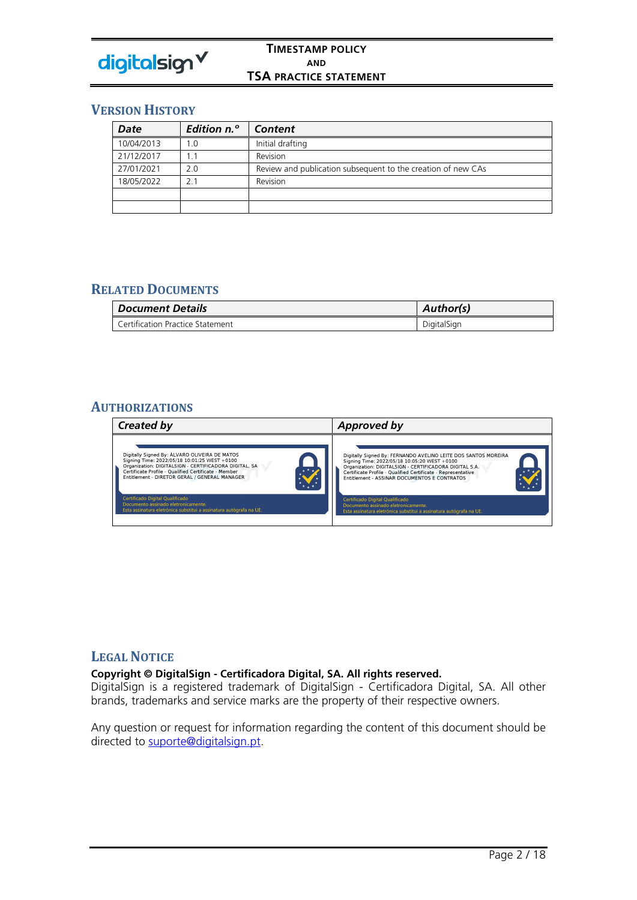## Version History

| Date | Edition n.º | Content |
|---|---|---|
| 10/04/2013 | 1.0 | Initial drafting |
| 21/12/2017 | 1.1 | Revision |
| 27/01/2021 | 2.0 | Review and publication subsequent to the creation of new CAs |
| 18/05/2022 | 2.1 | Revision |
| | | |
| | | |

## Related Documents

| Document Details | Author(s) |
|---|---|
| Certification Practice Statement | DigitalSign |

## Authorizations

| Created by | Approved by |
|---|---|
| Digitally Signed By: ÁLVARO OLIVEIRA DE MATOS<br>Signing Time: 2022/05/18 10:01:25 WEST +0100<br>Organization: DIGITALSIGN - CERTIFICADORA DIGITAL, SA<br>Certificate Profile - Qualified Certificate - Member<br>Entitlement - DIRETOR GERAL / GENERAL MANAGER<br>Certificado Digital Qualificado<br>Documento assinado eletronicamente.<br>Esta assinatura eletrónica substitui a assinatura autógrafa na UE. | Digitally Signed By: FERNANDO AVELINO LEITE DOS SANTOS MOREIRA<br>Signing Time: 2022/05/18 10:05:20 WEST +0100<br>Organization: DIGITALSIGN - CERTIFICADORA DIGITAL S.A.<br>Certificate Profile - Qualified Certificate - Representative<br>Entitlement - ASSINAR DOCUMENTOS E CONTRATOS<br>Certificado Digital Qualificado<br>Documento assinado eletronicamente.<br>Esta assinatura eletrónica substitui a assinatura autógrafa na UE. |

## Legal Notice

**Copyright © DigitalSign - Certificadora Digital, SA. All rights reserved.**
DigitalSign is a registered trademark of DigitalSign - Certificadora Digital, SA. All other brands, trademarks and service marks are the property of their respective owners.

Any question or request for information regarding the content of this document should be directed to suporte@digitalsign.pt.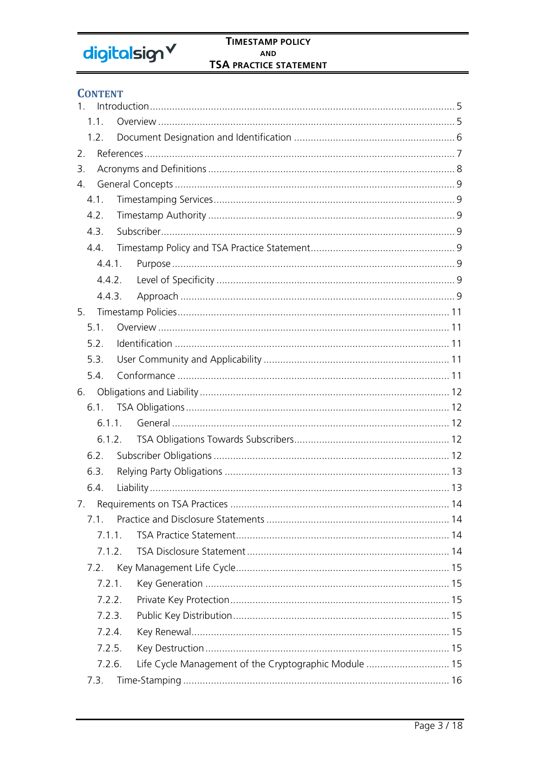# Content

1. Introduction ..... 5
   1.1. Overview ..... 5
   1.2. Document Designation and Identification ..... 6
2. References ..... 7
3. Acronyms and Definitions ..... 8
4. General Concepts ..... 9
   4.1. Timestamping Services ..... 9
   4.2. Timestamp Authority ..... 9
   4.3. Subscriber ..... 9
   4.4. Timestamp Policy and TSA Practice Statement ..... 9
      4.4.1. Purpose ..... 9
      4.4.2. Level of Specificity ..... 9
      4.4.3. Approach ..... 9
5. Timestamp Policies ..... 11
   5.1. Overview ..... 11
   5.2. Identification ..... 11
   5.3. User Community and Applicability ..... 11
   5.4. Conformance ..... 11
6. Obligations and Liability ..... 12
   6.1. TSA Obligations ..... 12
      6.1.1. General ..... 12
      6.1.2. TSA Obligations Towards Subscribers ..... 12
   6.2. Subscriber Obligations ..... 12
   6.3. Relying Party Obligations ..... 13
   6.4. Liability ..... 13
7. Requirements on TSA Practices ..... 14
   7.1. Practice and Disclosure Statements ..... 14
      7.1.1. TSA Practice Statement ..... 14
      7.1.2. TSA Disclosure Statement ..... 14
   7.2. Key Management Life Cycle ..... 15
      7.2.1. Key Generation ..... 15
      7.2.2. Private Key Protection ..... 15
      7.2.3. Public Key Distribution ..... 15
      7.2.4. Key Renewal ..... 15
      7.2.5. Key Destruction ..... 15
      7.2.6. Life Cycle Management of the Cryptographic Module ..... 15
   7.3. Time-Stamping ..... 16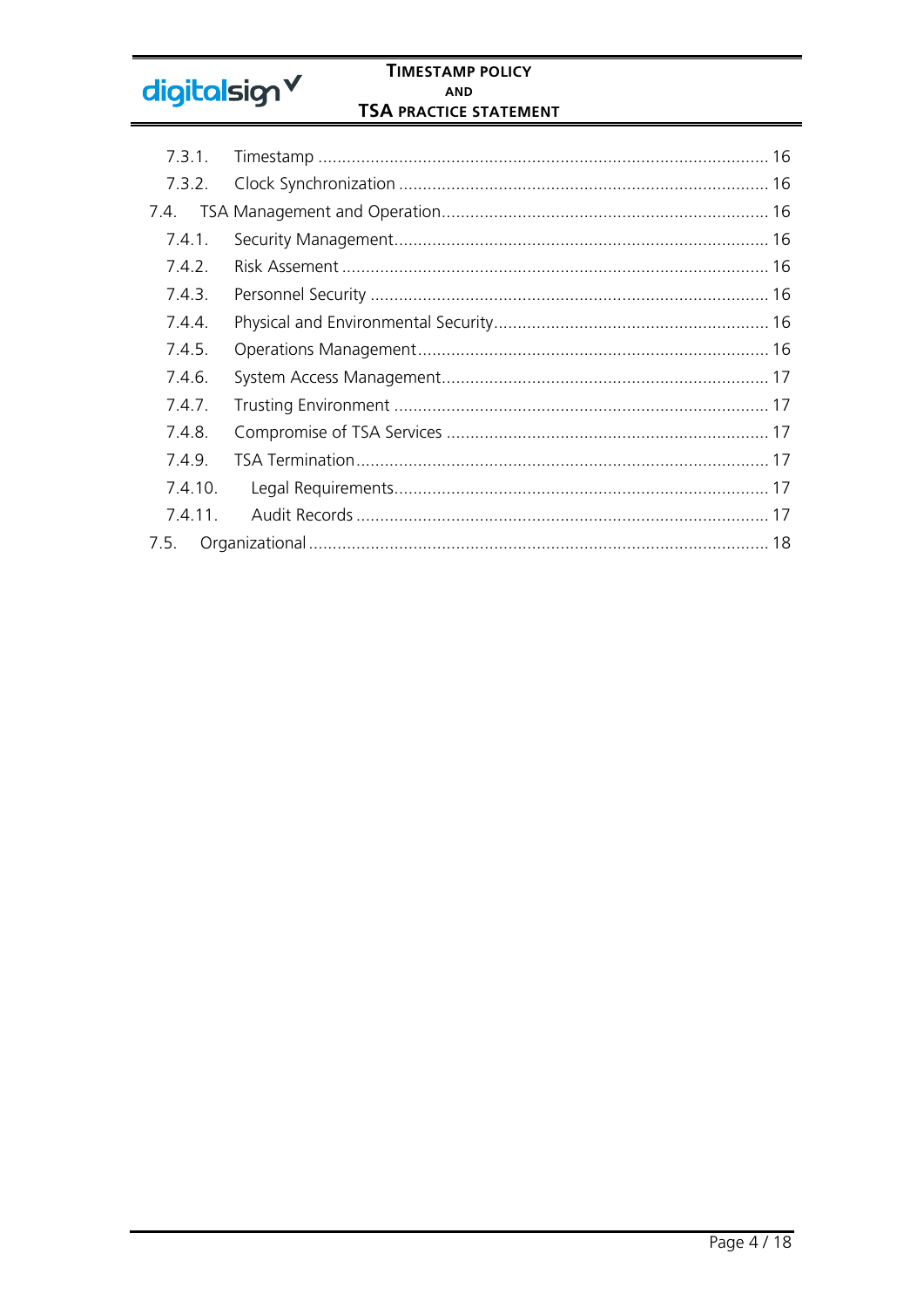7.3.1. Timestamp ............................................................................................ 16

7.3.2. Clock Synchronization ............................................................................ 16

7.4. TSA Management and Operation.................................................................... 16

7.4.1. Security Management............................................................................. 16

7.4.2. Risk Assement ........................................................................................ 16

7.4.3. Personnel Security .................................................................................. 16

7.4.4. Physical and Environmental Security......................................................... 16

7.4.5. Operations Management......................................................................... 16

7.4.6. System Access Management.................................................................... 17

7.4.7. Trusting Environment ............................................................................. 17

7.4.8. Compromise of TSA Services .................................................................. 17

7.4.9. TSA Termination..................................................................................... 17

7.4.10. Legal Requirements.............................................................................. 17

7.4.11. Audit Records ...................................................................................... 17

7.5. Organizational ............................................................................................... 18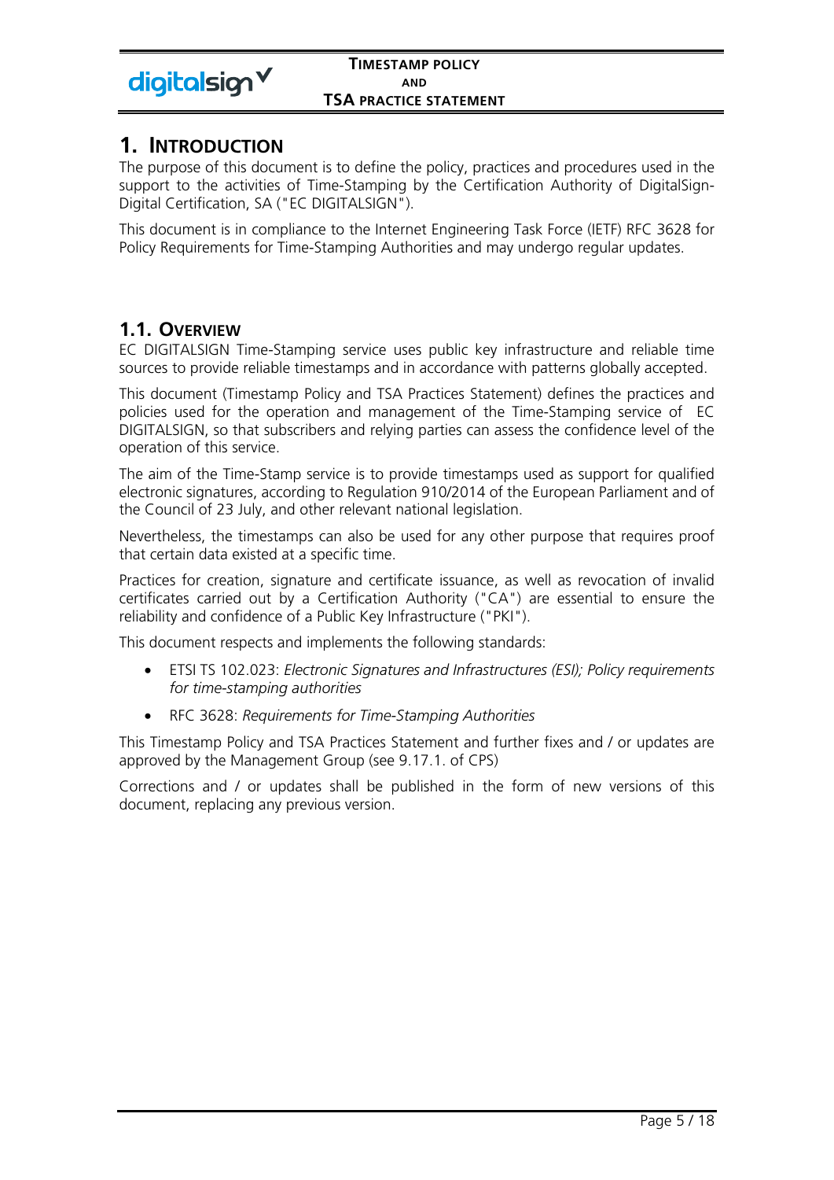# 1. INTRODUCTION

The purpose of this document is to define the policy, practices and procedures used in the support to the activities of Time-Stamping by the Certification Authority of DigitalSign-Digital Certification, SA ("EC DIGITALSIGN").

This document is in compliance to the Internet Engineering Task Force (IETF) RFC 3628 for Policy Requirements for Time-Stamping Authorities and may undergo regular updates.

## 1.1. OVERVIEW

EC DIGITALSIGN Time-Stamping service uses public key infrastructure and reliable time sources to provide reliable timestamps and in accordance with patterns globally accepted.

This document (Timestamp Policy and TSA Practices Statement) defines the practices and policies used for the operation and management of the Time-Stamping service of EC DIGITALSIGN, so that subscribers and relying parties can assess the confidence level of the operation of this service.

The aim of the Time-Stamp service is to provide timestamps used as support for qualified electronic signatures, according to Regulation 910/2014 of the European Parliament and of the Council of 23 July, and other relevant national legislation.

Nevertheless, the timestamps can also be used for any other purpose that requires proof that certain data existed at a specific time.

Practices for creation, signature and certificate issuance, as well as revocation of invalid certificates carried out by a Certification Authority ("CA") are essential to ensure the reliability and confidence of a Public Key Infrastructure ("PKI").

This document respects and implements the following standards:

- ETSI TS 102.023: *Electronic Signatures and Infrastructures (ESI); Policy requirements for time-stamping authorities*
- RFC 3628: *Requirements for Time-Stamping Authorities*

This Timestamp Policy and TSA Practices Statement and further fixes and / or updates are approved by the Management Group (see 9.17.1. of CPS)

Corrections and / or updates shall be published in the form of new versions of this document, replacing any previous version.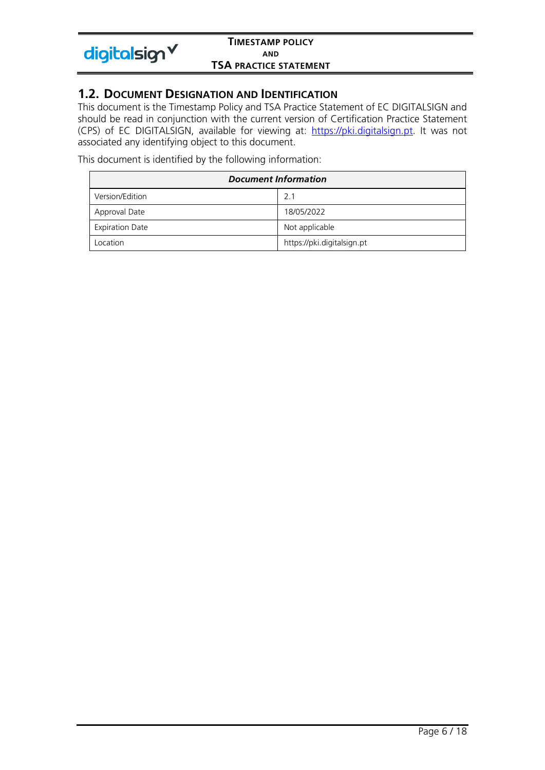## 1.2. Document Designation and Identification

This document is the Timestamp Policy and TSA Practice Statement of EC DIGITALSIGN and should be read in conjunction with the current version of Certification Practice Statement (CPS) of EC DIGITALSIGN, available for viewing at: https://pki.digitalsign.pt. It was not associated any identifying object to this document.

This document is identified by the following information:

| ***Document Information*** | |
|---|---|
| Version/Edition | 2.1 |
| Approval Date | 18/05/2022 |
| Expiration Date | Not applicable |
| Location | https://pki.digitalsign.pt |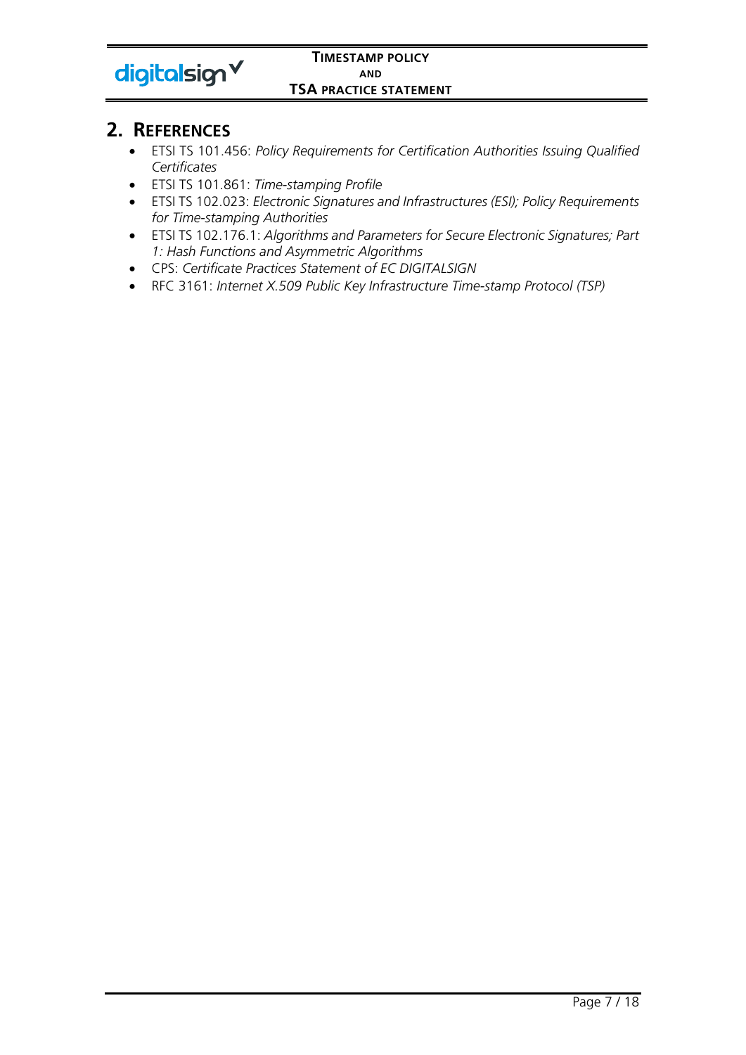## 2. References

- ETSI TS 101.456: *Policy Requirements for Certification Authorities Issuing Qualified Certificates*
- ETSI TS 101.861: *Time-stamping Profile*
- ETSI TS 102.023: *Electronic Signatures and Infrastructures (ESI); Policy Requirements for Time-stamping Authorities*
- ETSI TS 102.176.1: *Algorithms and Parameters for Secure Electronic Signatures; Part 1: Hash Functions and Asymmetric Algorithms*
- CPS: *Certificate Practices Statement of EC DIGITALSIGN*
- RFC 3161: *Internet X.509 Public Key Infrastructure Time-stamp Protocol (TSP)*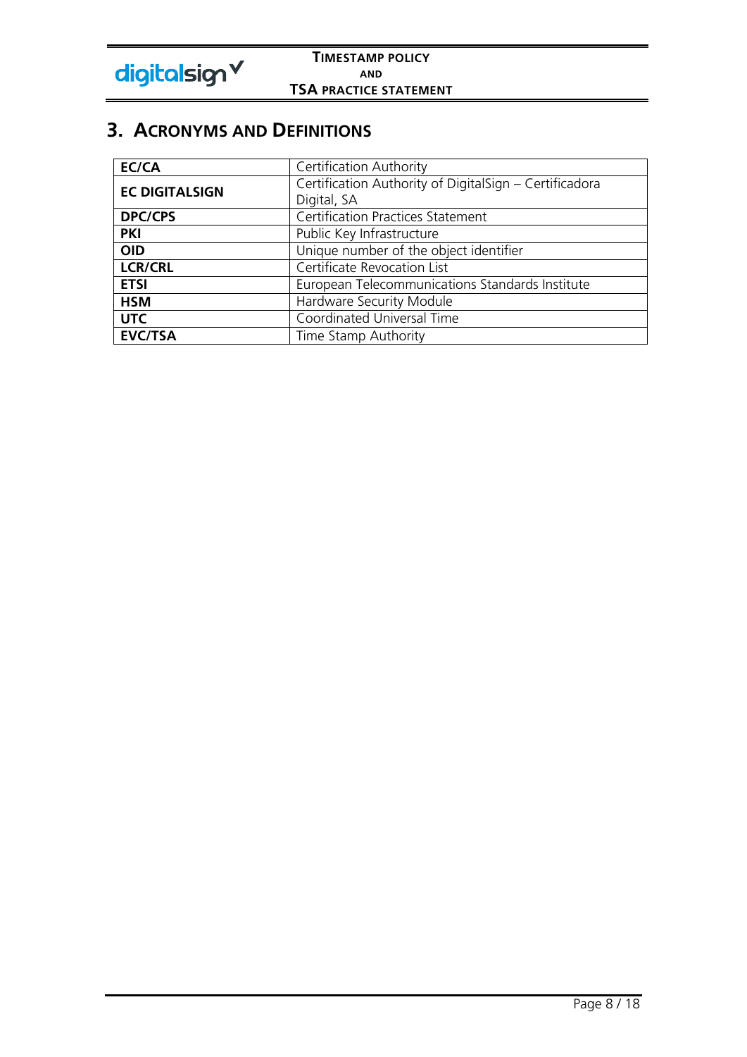# 3. ACRONYMS AND DEFINITIONS

| | |
|---|---|
| **EC/CA** | Certification Authority |
| **EC DIGITALSIGN** | Certification Authority of DigitalSign – Certificadora Digital, SA |
| **DPC/CPS** | Certification Practices Statement |
| **PKI** | Public Key Infrastructure |
| **OID** | Unique number of the object identifier |
| **LCR/CRL** | Certificate Revocation List |
| **ETSI** | European Telecommunications Standards Institute |
| **HSM** | Hardware Security Module |
| **UTC** | Coordinated Universal Time |
| **EVC/TSA** | Time Stamp Authority |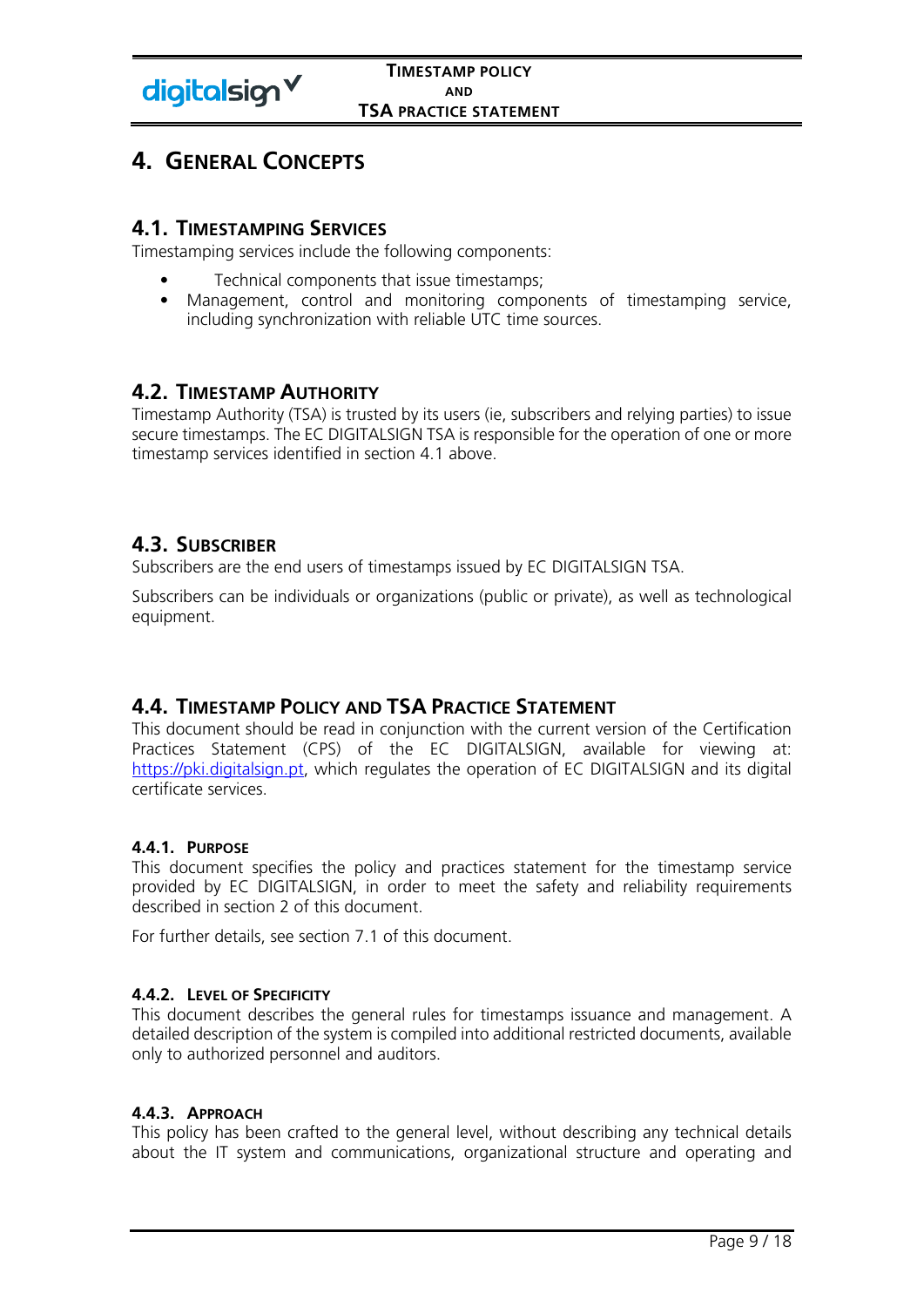# 4. General Concepts

## 4.1. Timestamping Services

Timestamping services include the following components:

- Technical components that issue timestamps;
- Management, control and monitoring components of timestamping service, including synchronization with reliable UTC time sources.

## 4.2. Timestamp Authority

Timestamp Authority (TSA) is trusted by its users (ie, subscribers and relying parties) to issue secure timestamps. The EC DIGITALSIGN TSA is responsible for the operation of one or more timestamp services identified in section 4.1 above.

## 4.3. Subscriber

Subscribers are the end users of timestamps issued by EC DIGITALSIGN TSA.

Subscribers can be individuals or organizations (public or private), as well as technological equipment.

## 4.4. Timestamp Policy and TSA Practice Statement

This document should be read in conjunction with the current version of the Certification Practices Statement (CPS) of the EC DIGITALSIGN, available for viewing at: https://pki.digitalsign.pt, which regulates the operation of EC DIGITALSIGN and its digital certificate services.

### 4.4.1. Purpose

This document specifies the policy and practices statement for the timestamp service provided by EC DIGITALSIGN, in order to meet the safety and reliability requirements described in section 2 of this document.

For further details, see section 7.1 of this document.

### 4.4.2. Level of Specificity

This document describes the general rules for timestamps issuance and management. A detailed description of the system is compiled into additional restricted documents, available only to authorized personnel and auditors.

### 4.4.3. Approach

This policy has been crafted to the general level, without describing any technical details about the IT system and communications, organizational structure and operating and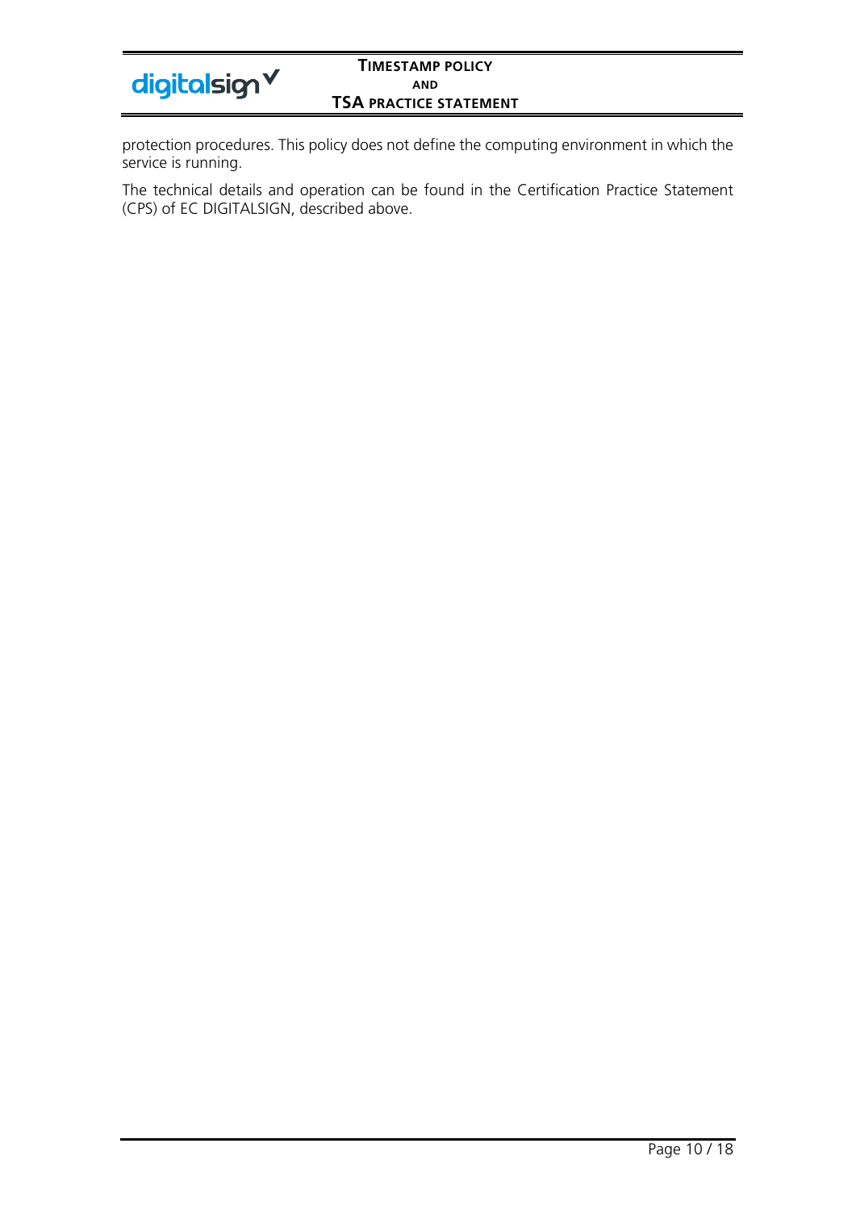protection procedures. This policy does not define the computing environment in which the service is running.

The technical details and operation can be found in the Certification Practice Statement (CPS) of EC DIGITALSIGN, described above.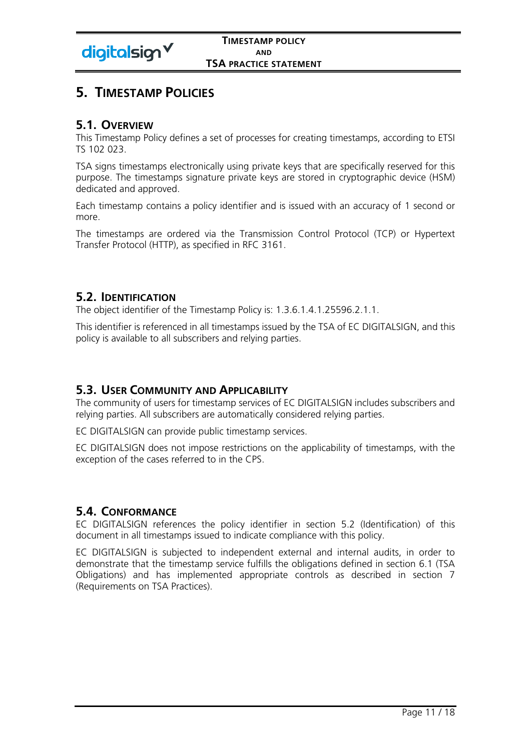# 5. TIMESTAMP POLICIES

## 5.1. OVERVIEW

This Timestamp Policy defines a set of processes for creating timestamps, according to ETSI TS 102 023.

TSA signs timestamps electronically using private keys that are specifically reserved for this purpose. The timestamps signature private keys are stored in cryptographic device (HSM) dedicated and approved.

Each timestamp contains a policy identifier and is issued with an accuracy of 1 second or more.

The timestamps are ordered via the Transmission Control Protocol (TCP) or Hypertext Transfer Protocol (HTTP), as specified in RFC 3161.

## 5.2. IDENTIFICATION

The object identifier of the Timestamp Policy is: 1.3.6.1.4.1.25596.2.1.1.

This identifier is referenced in all timestamps issued by the TSA of EC DIGITALSIGN, and this policy is available to all subscribers and relying parties.

## 5.3. USER COMMUNITY AND APPLICABILITY

The community of users for timestamp services of EC DIGITALSIGN includes subscribers and relying parties. All subscribers are automatically considered relying parties.

EC DIGITALSIGN can provide public timestamp services.

EC DIGITALSIGN does not impose restrictions on the applicability of timestamps, with the exception of the cases referred to in the CPS.

## 5.4. CONFORMANCE

EC DIGITALSIGN references the policy identifier in section 5.2 (Identification) of this document in all timestamps issued to indicate compliance with this policy.

EC DIGITALSIGN is subjected to independent external and internal audits, in order to demonstrate that the timestamp service fulfills the obligations defined in section 6.1 (TSA Obligations) and has implemented appropriate controls as described in section 7 (Requirements on TSA Practices).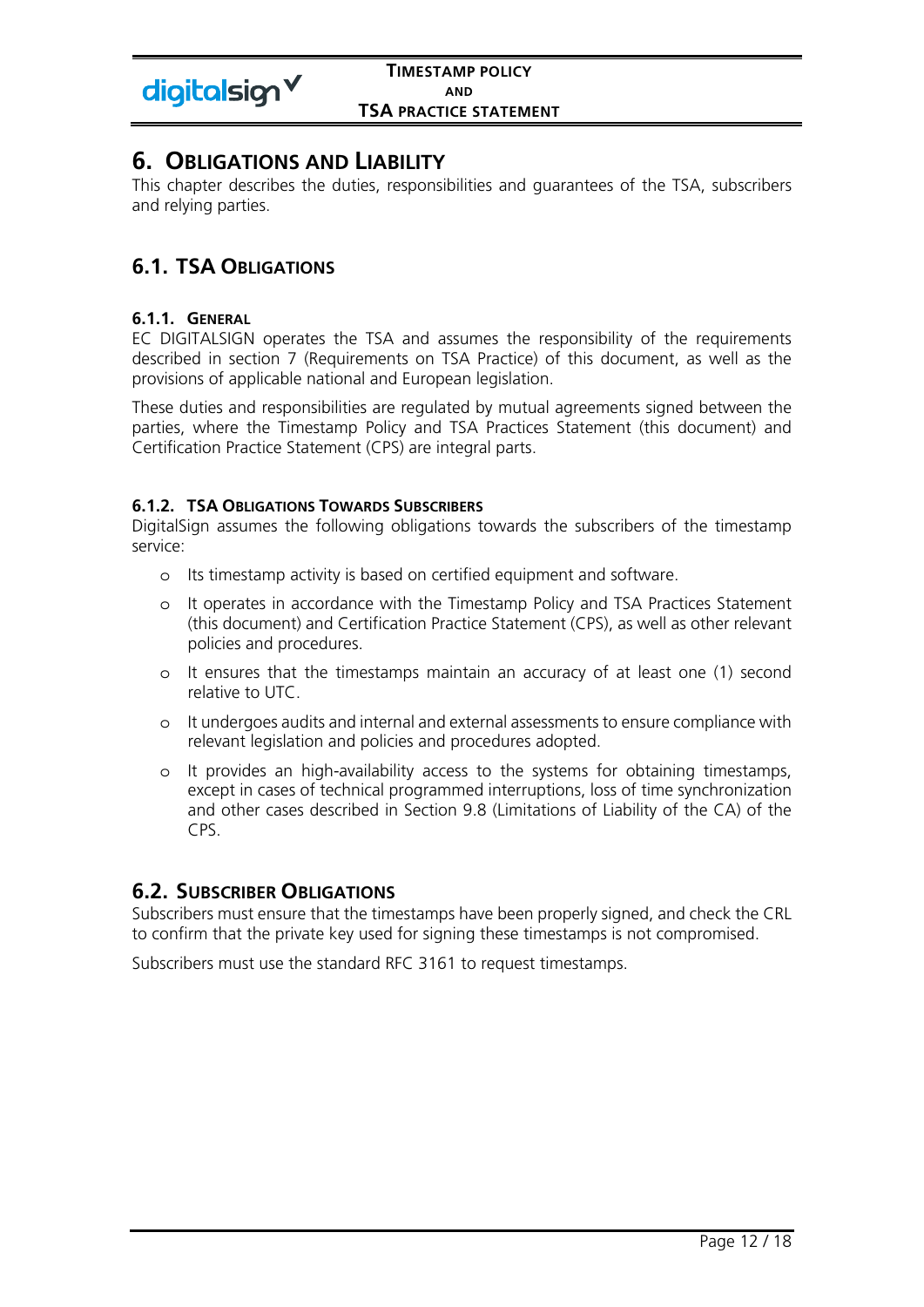# 6. Obligations and Liability

This chapter describes the duties, responsibilities and guarantees of the TSA, subscribers and relying parties.

## 6.1. TSA Obligations

### 6.1.1. General

EC DIGITALSIGN operates the TSA and assumes the responsibility of the requirements described in section 7 (Requirements on TSA Practice) of this document, as well as the provisions of applicable national and European legislation.

These duties and responsibilities are regulated by mutual agreements signed between the parties, where the Timestamp Policy and TSA Practices Statement (this document) and Certification Practice Statement (CPS) are integral parts.

### 6.1.2. TSA Obligations Towards Subscribers

DigitalSign assumes the following obligations towards the subscribers of the timestamp service:

- Its timestamp activity is based on certified equipment and software.
- It operates in accordance with the Timestamp Policy and TSA Practices Statement (this document) and Certification Practice Statement (CPS), as well as other relevant policies and procedures.
- It ensures that the timestamps maintain an accuracy of at least one (1) second relative to UTC.
- It undergoes audits and internal and external assessments to ensure compliance with relevant legislation and policies and procedures adopted.
- It provides an high-availability access to the systems for obtaining timestamps, except in cases of technical programmed interruptions, loss of time synchronization and other cases described in Section 9.8 (Limitations of Liability of the CA) of the CPS.

## 6.2. Subscriber Obligations

Subscribers must ensure that the timestamps have been properly signed, and check the CRL to confirm that the private key used for signing these timestamps is not compromised.

Subscribers must use the standard RFC 3161 to request timestamps.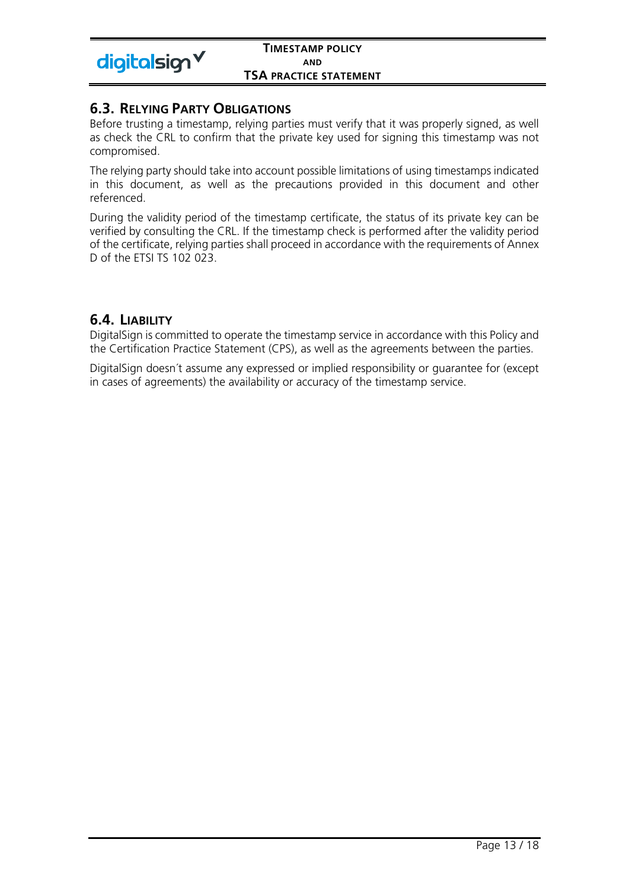## 6.3. Relying Party Obligations

Before trusting a timestamp, relying parties must verify that it was properly signed, as well as check the CRL to confirm that the private key used for signing this timestamp was not compromised.

The relying party should take into account possible limitations of using timestamps indicated in this document, as well as the precautions provided in this document and other referenced.

During the validity period of the timestamp certificate, the status of its private key can be verified by consulting the CRL. If the timestamp check is performed after the validity period of the certificate, relying parties shall proceed in accordance with the requirements of Annex D of the ETSI TS 102 023.

## 6.4. Liability

DigitalSign is committed to operate the timestamp service in accordance with this Policy and the Certification Practice Statement (CPS), as well as the agreements between the parties.

DigitalSign doesn´t assume any expressed or implied responsibility or guarantee for (except in cases of agreements) the availability or accuracy of the timestamp service.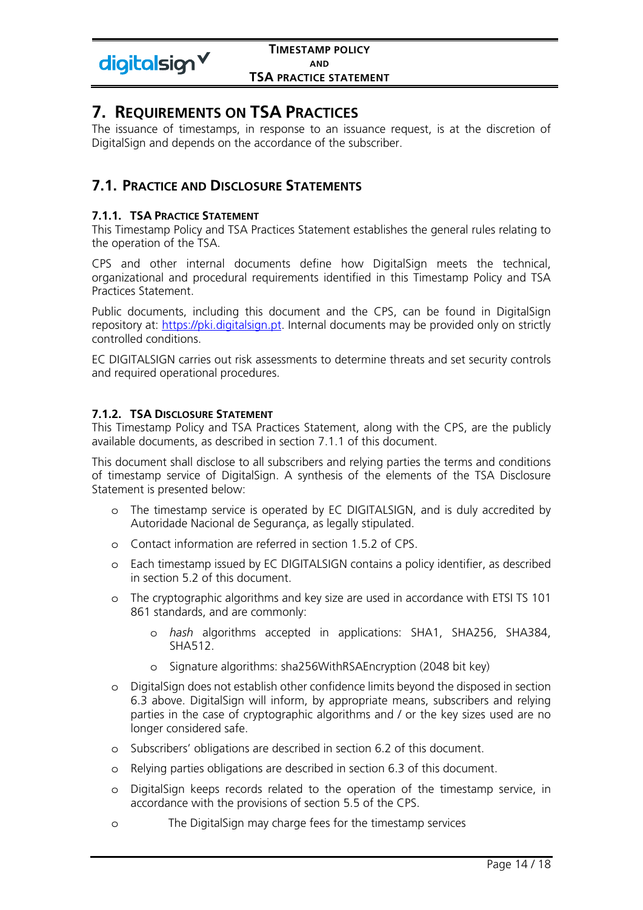# 7. Requirements on TSA Practices

The issuance of timestamps, in response to an issuance request, is at the discretion of DigitalSign and depends on the accordance of the subscriber.

## 7.1. Practice and Disclosure Statements

### 7.1.1. TSA Practice Statement

This Timestamp Policy and TSA Practices Statement establishes the general rules relating to the operation of the TSA.

CPS and other internal documents define how DigitalSign meets the technical, organizational and procedural requirements identified in this Timestamp Policy and TSA Practices Statement.

Public documents, including this document and the CPS, can be found in DigitalSign repository at: https://pki.digitalsign.pt. Internal documents may be provided only on strictly controlled conditions.

EC DIGITALSIGN carries out risk assessments to determine threats and set security controls and required operational procedures.

### 7.1.2. TSA Disclosure Statement

This Timestamp Policy and TSA Practices Statement, along with the CPS, are the publicly available documents, as described in section 7.1.1 of this document.

This document shall disclose to all subscribers and relying parties the terms and conditions of timestamp service of DigitalSign. A synthesis of the elements of the TSA Disclosure Statement is presented below:

- The timestamp service is operated by EC DIGITALSIGN, and is duly accredited by Autoridade Nacional de Segurança, as legally stipulated.
- Contact information are referred in section 1.5.2 of CPS.
- Each timestamp issued by EC DIGITALSIGN contains a policy identifier, as described in section 5.2 of this document.
- The cryptographic algorithms and key size are used in accordance with ETSI TS 101 861 standards, and are commonly:
  - *hash* algorithms accepted in applications: SHA1, SHA256, SHA384, SHA512.
  - Signature algorithms: sha256WithRSAEncryption (2048 bit key)
- DigitalSign does not establish other confidence limits beyond the disposed in section 6.3 above. DigitalSign will inform, by appropriate means, subscribers and relying parties in the case of cryptographic algorithms and / or the key sizes used are no longer considered safe.
- Subscribers' obligations are described in section 6.2 of this document.
- Relying parties obligations are described in section 6.3 of this document.
- DigitalSign keeps records related to the operation of the timestamp service, in accordance with the provisions of section 5.5 of the CPS.
- The DigitalSign may charge fees for the timestamp services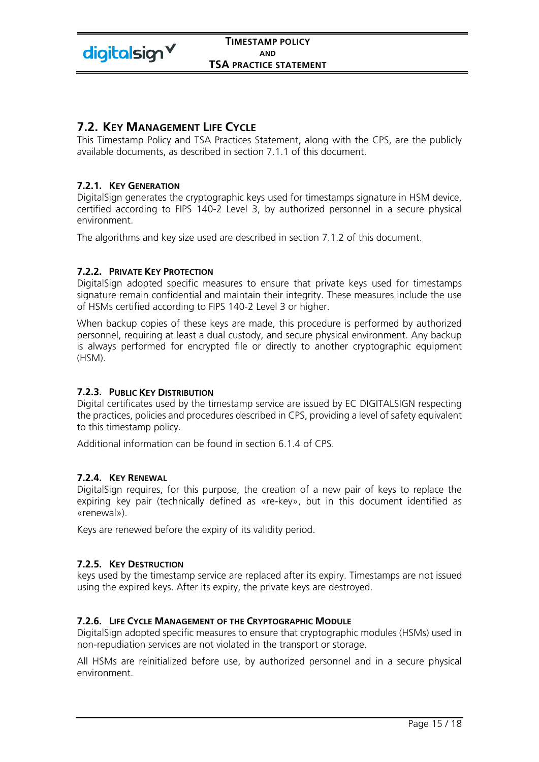## 7.2. KEY MANAGEMENT LIFE CYCLE

This Timestamp Policy and TSA Practices Statement, along with the CPS, are the publicly available documents, as described in section 7.1.1 of this document.

### 7.2.1. KEY GENERATION

DigitalSign generates the cryptographic keys used for timestamps signature in HSM device, certified according to FIPS 140-2 Level 3, by authorized personnel in a secure physical environment.

The algorithms and key size used are described in section 7.1.2 of this document.

### 7.2.2. PRIVATE KEY PROTECTION

DigitalSign adopted specific measures to ensure that private keys used for timestamps signature remain confidential and maintain their integrity. These measures include the use of HSMs certified according to FIPS 140-2 Level 3 or higher.

When backup copies of these keys are made, this procedure is performed by authorized personnel, requiring at least a dual custody, and secure physical environment. Any backup is always performed for encrypted file or directly to another cryptographic equipment (HSM).

### 7.2.3. PUBLIC KEY DISTRIBUTION

Digital certificates used by the timestamp service are issued by EC DIGITALSIGN respecting the practices, policies and procedures described in CPS, providing a level of safety equivalent to this timestamp policy.

Additional information can be found in section 6.1.4 of CPS.

### 7.2.4. KEY RENEWAL

DigitalSign requires, for this purpose, the creation of a new pair of keys to replace the expiring key pair (technically defined as «re-key», but in this document identified as «renewal»).

Keys are renewed before the expiry of its validity period.

### 7.2.5. KEY DESTRUCTION

keys used by the timestamp service are replaced after its expiry. Timestamps are not issued using the expired keys. After its expiry, the private keys are destroyed.

### 7.2.6. LIFE CYCLE MANAGEMENT OF THE CRYPTOGRAPHIC MODULE

DigitalSign adopted specific measures to ensure that cryptographic modules (HSMs) used in non-repudiation services are not violated in the transport or storage.

All HSMs are reinitialized before use, by authorized personnel and in a secure physical environment.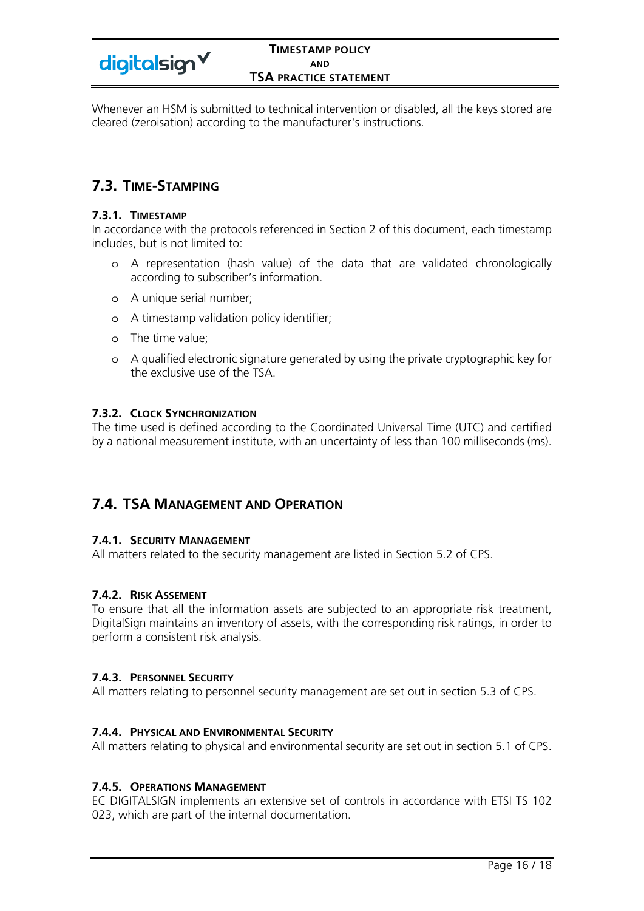Whenever an HSM is submitted to technical intervention or disabled, all the keys stored are cleared (zeroisation) according to the manufacturer's instructions.

## 7.3. Time-Stamping

### 7.3.1. Timestamp

In accordance with the protocols referenced in Section 2 of this document, each timestamp includes, but is not limited to:

- A representation (hash value) of the data that are validated chronologically according to subscriber's information.
- A unique serial number;
- A timestamp validation policy identifier;
- The time value;
- A qualified electronic signature generated by using the private cryptographic key for the exclusive use of the TSA.

### 7.3.2. Clock Synchronization

The time used is defined according to the Coordinated Universal Time (UTC) and certified by a national measurement institute, with an uncertainty of less than 100 milliseconds (ms).

## 7.4. TSA Management and Operation

### 7.4.1. Security Management

All matters related to the security management are listed in Section 5.2 of CPS.

### 7.4.2. Risk Assement

To ensure that all the information assets are subjected to an appropriate risk treatment, DigitalSign maintains an inventory of assets, with the corresponding risk ratings, in order to perform a consistent risk analysis.

### 7.4.3. Personnel Security

All matters relating to personnel security management are set out in section 5.3 of CPS.

### 7.4.4. Physical and Environmental Security

All matters relating to physical and environmental security are set out in section 5.1 of CPS.

### 7.4.5. Operations Management

EC DIGITALSIGN implements an extensive set of controls in accordance with ETSI TS 102 023, which are part of the internal documentation.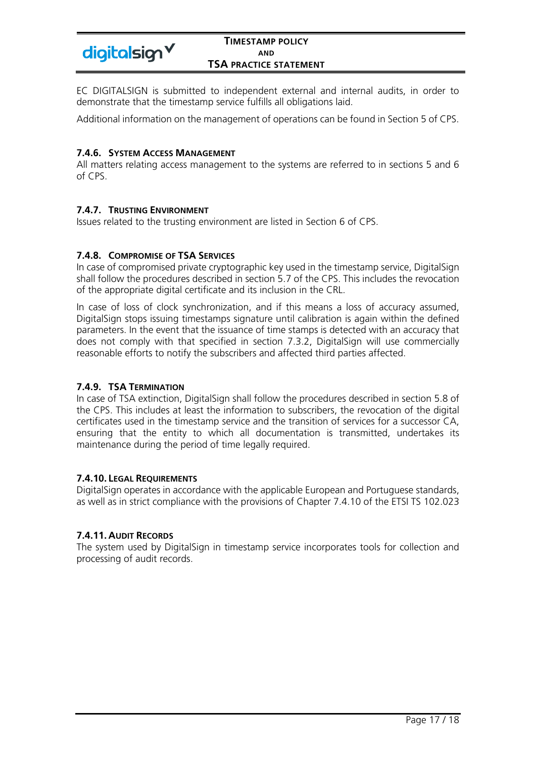EC DIGITALSIGN is submitted to independent external and internal audits, in order to demonstrate that the timestamp service fulfills all obligations laid.

Additional information on the management of operations can be found in Section 5 of CPS.

#### 7.4.6. System Access Management

All matters relating access management to the systems are referred to in sections 5 and 6 of CPS.

#### 7.4.7. Trusting Environment

Issues related to the trusting environment are listed in Section 6 of CPS.

#### 7.4.8. Compromise of TSA Services

In case of compromised private cryptographic key used in the timestamp service, DigitalSign shall follow the procedures described in section 5.7 of the CPS. This includes the revocation of the appropriate digital certificate and its inclusion in the CRL.

In case of loss of clock synchronization, and if this means a loss of accuracy assumed, DigitalSign stops issuing timestamps signature until calibration is again within the defined parameters. In the event that the issuance of time stamps is detected with an accuracy that does not comply with that specified in section 7.3.2, DigitalSign will use commercially reasonable efforts to notify the subscribers and affected third parties affected.

#### 7.4.9. TSA Termination

In case of TSA extinction, DigitalSign shall follow the procedures described in section 5.8 of the CPS. This includes at least the information to subscribers, the revocation of the digital certificates used in the timestamp service and the transition of services for a successor CA, ensuring that the entity to which all documentation is transmitted, undertakes its maintenance during the period of time legally required.

#### 7.4.10. Legal Requirements

DigitalSign operates in accordance with the applicable European and Portuguese standards, as well as in strict compliance with the provisions of Chapter 7.4.10 of the ETSI TS 102.023

#### 7.4.11. Audit Records

The system used by DigitalSign in timestamp service incorporates tools for collection and processing of audit records.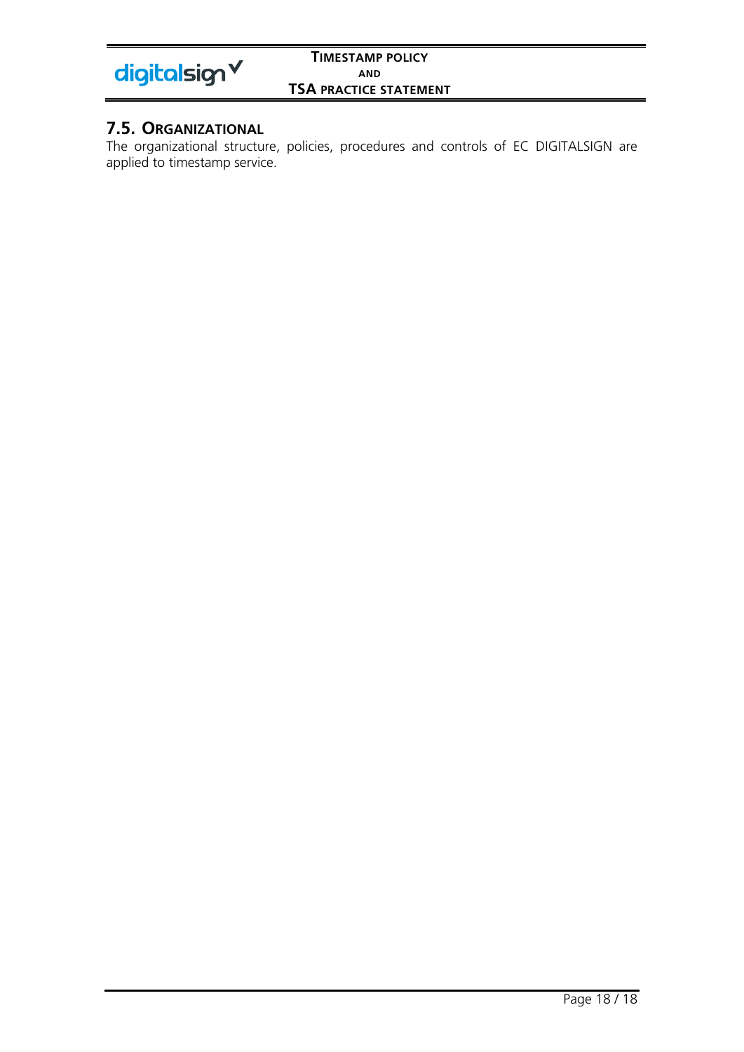## 7.5. ORGANIZATIONAL

The organizational structure, policies, procedures and controls of EC DIGITALSIGN are applied to timestamp service.